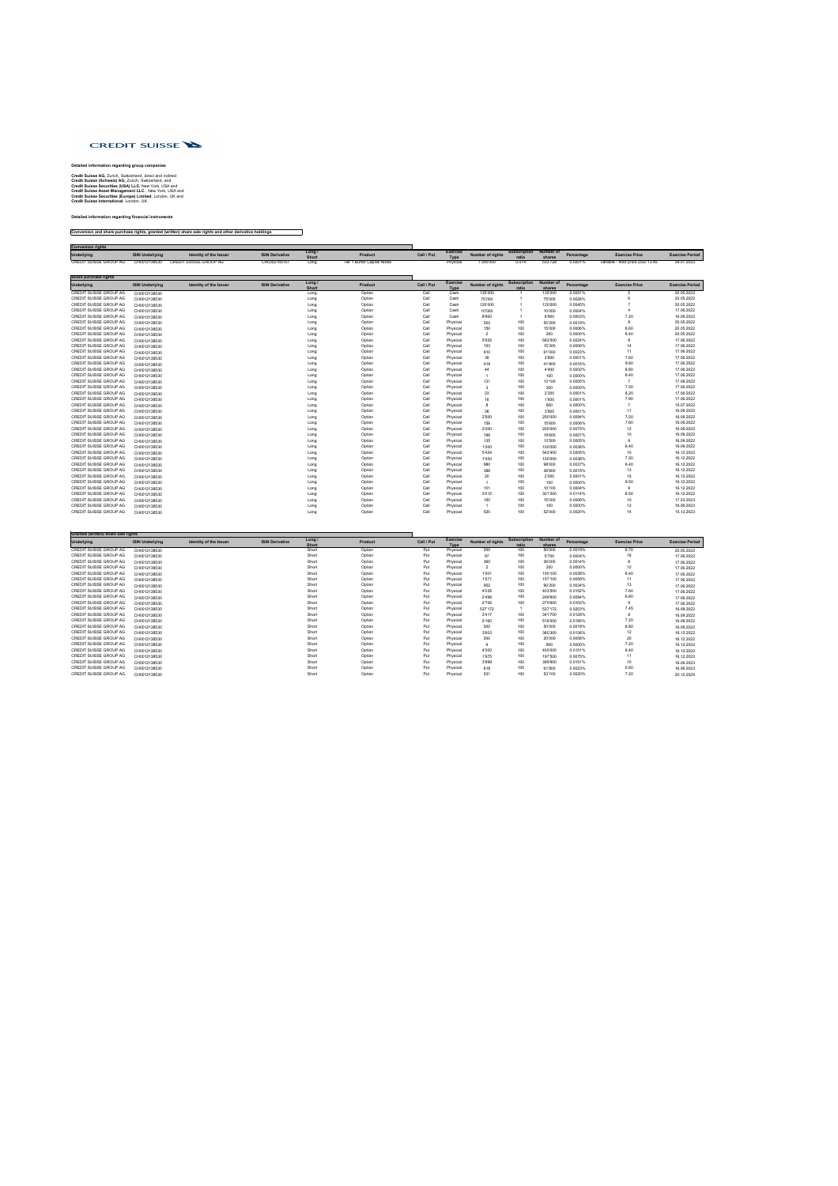CREDIT SUISSE

**Detailed information regarding group companies**

**Credit Suisse AG**, Zurich, Switzerland, direct and indirect
**Credit Suisse (Schweiz) AG**, Zurich, Switzerland, and
**Credit Suisse Securities (USA) LLC**, New York, USA and
**Credit Suisse Asset Management LLC**., New York, USA and
**Credit Suisse Securities (Europe) Limited**, London, UK and
**Credit Suisse International**, London, UK.

**Detailed information regarding financial instruments**

**Conversion and share purchase rights, granted (written) share sale rights and other derivative holdings**

**Conversion rights**

| Underlying | ISIN Underlying | Identity of the Issuer | ISIN Derivative | Long / Short | Product | Call / Put | Exercise Type | Number of rights | Subscription ratio | Number of shares | Percentage | Exercise Price | Exercise Period |
|---|---|---|---|---|---|---|---|---|---|---|---|---|---|
| CREDIT SUISSE GROUP AG | CH0012138530 | CREDIT SUISSE GROUP AG | CH0352765157 | Long | Tier 1 Buffer Capital Notes | | Physical | 1'250'000 | 0.074 | 523'126 | 0.0201% | Variable - floor price USD 13.45 | 29.07.2022 |

**Share purchase rights**

| Underlying | ISIN Underlying | Identity of the Issuer | ISIN Derivative | Long / Short | Product | Call / Put | Exercise Type | Number of rights | Subscription ratio | Number of shares | Percentage | Exercise Price | Exercise Period |
|---|---|---|---|---|---|---|---|---|---|---|---|---|---|
| CREDIT SUISSE GROUP AG | CH0012138530 | | | Long | Option | Call | Cash | 135'000 | 1 | 135'000 | 0.0051% | 5 | 20.05.2022 |
| CREDIT SUISSE GROUP AG | CH0012138530 | | | Long | Option | Call | Cash | 75'000 | 1 | 75'000 | 0.0028% | 6 | 20.05.2022 |
| CREDIT SUISSE GROUP AG | CH0012138530 | | | Long | Option | Call | Cash | 120'000 | 1 | 120'000 | 0.0045% | 7 | 20.05.2022 |
| CREDIT SUISSE GROUP AG | CH0012138530 | | | Long | Option | Call | Cash | 10'000 | 1 | 10'000 | 0.0004% | 4 | 17.06.2022 |
| CREDIT SUISSE GROUP AG | CH0012138530 | | | Long | Option | Call | Cash | 8'900 | 1 | 8'900 | 0.0003% | 7.20 | 16.09.2022 |
| CREDIT SUISSE GROUP AG | CH0012138530 | | | Long | Option | Call | Physical | 502 | 100 | 50'200 | 0.0019% | 8 | 20.05.2022 |
| CREDIT SUISSE GROUP AG | CH0012138530 | | | Long | Option | Call | Physical | 150 | 100 | 15'000 | 0.0006% | 8.60 | 20.05.2022 |
| CREDIT SUISSE GROUP AG | CH0012138530 | | | Long | Option | Call | Physical | 2 | 100 | 200 | 0.0000% | 8.40 | 20.05.2022 |
| CREDIT SUISSE GROUP AG | CH0012138530 | | | Long | Option | Call | Physical | 5'935 | 100 | 593'500 | 0.0224% | 8 | 17.06.2022 |
| CREDIT SUISSE GROUP AG | CH0012138530 | | | Long | Option | Call | Physical | 153 | 100 | 15'300 | 0.0006% | 14 | 17.06.2022 |
| CREDIT SUISSE GROUP AG | CH0012138530 | | | Long | Option | Call | Physical | 610 | 100 | 61'000 | 0.0023% | 11 | 17.06.2022 |
| CREDIT SUISSE GROUP AG | CH0012138530 | | | Long | Option | Call | Physical | 38 | 100 | 3'800 | 0.0001% | 7.60 | 17.06.2022 |
| CREDIT SUISSE GROUP AG | CH0012138530 | | | Long | Option | Call | Physical | 418 | 100 | 41'800 | 0.0016% | 9.60 | 17.06.2022 |
| CREDIT SUISSE GROUP AG | CH0012138530 | | | Long | Option | Call | Physical | 44 | 100 | 4'400 | 0.0002% | 8.80 | 17.06.2022 |
| CREDIT SUISSE GROUP AG | CH0012138530 | | | Long | Option | Call | Physical | 1 | 100 | 100 | 0.0000% | 8.40 | 17.06.2022 |
| CREDIT SUISSE GROUP AG | CH0012138530 | | | Long | Option | Call | Physical | 131 | 100 | 13'100 | 0.0005% | 7 | 17.06.2022 |
| CREDIT SUISSE GROUP AG | CH0012138530 | | | Long | Option | Call | Physical | 3 | 100 | 300 | 0.0000% | 7.50 | 17.06.2022 |
| CREDIT SUISSE GROUP AG | CH0012138530 | | | Long | Option | Call | Physical | 23 | 100 | 2'300 | 0.0001% | 8.20 | 17.06.2022 |
| CREDIT SUISSE GROUP AG | CH0012138530 | | | Long | Option | Call | Physical | 16 | 100 | 1'600 | 0.0001% | 7.90 | 17.06.2022 |
| CREDIT SUISSE GROUP AG | CH0012138530 | | | Long | Option | Call | Physical | 8 | 100 | 800 | 0.0000% | 7 | 15.07.2022 |
| CREDIT SUISSE GROUP AG | CH0012138530 | | | Long | Option | Call | Physical | 38 | 100 | 3'800 | 0.0001% | 11 | 16.09.2022 |
| CREDIT SUISSE GROUP AG | CH0012138530 | | | Long | Option | Call | Physical | 2'500 | 100 | 250'000 | 0.0094% | 7.20 | 16.09.2022 |
| CREDIT SUISSE GROUP AG | CH0012138530 | | | Long | Option | Call | Physical | 150 | 100 | 15'000 | 0.0006% | 7.60 | 16.09.2022 |
| CREDIT SUISSE GROUP AG | CH0012138530 | | | Long | Option | Call | Physical | 2'000 | 100 | 200'000 | 0.0075% | 12 | 16.09.2022 |
| CREDIT SUISSE GROUP AG | CH0012138530 | | | Long | Option | Call | Physical | 196 | 100 | 19'600 | 0.0007% | 10 | 16.09.2022 |
| CREDIT SUISSE GROUP AG | CH0012138530 | | | Long | Option | Call | Physical | 135 | 100 | 13'500 | 0.0005% | 9 | 16.09.2022 |
| CREDIT SUISSE GROUP AG | CH0012138530 | | | Long | Option | Call | Physical | 1'000 | 100 | 100'000 | 0.0038% | 8.40 | 16.09.2022 |
| CREDIT SUISSE GROUP AG | CH0012138530 | | | Long | Option | Call | Physical | 5'424 | 100 | 542'400 | 0.0205% | 10 | 16.12.2022 |
| CREDIT SUISSE GROUP AG | CH0012138530 | | | Long | Option | Call | Physical | 1'000 | 100 | 100'000 | 0.0038% | 7.20 | 16.12.2022 |
| CREDIT SUISSE GROUP AG | CH0012138530 | | | Long | Option | Call | Physical | 980 | 100 | 98'000 | 0.0037% | 6.40 | 16.12.2022 |
| CREDIT SUISSE GROUP AG | CH0012138530 | | | Long | Option | Call | Physical | 388 | 100 | 38'800 | 0.0015% | 13 | 16.12.2022 |
| CREDIT SUISSE GROUP AG | CH0012138530 | | | Long | Option | Call | Physical | 20 | 100 | 2'000 | 0.0001% | 15 | 16.12.2022 |
| CREDIT SUISSE GROUP AG | CH0012138530 | | | Long | Option | Call | Physical | 1 | 100 | 100 | 0.0000% | 9.50 | 16.12.2022 |
| CREDIT SUISSE GROUP AG | CH0012138530 | | | Long | Option | Call | Physical | 101 | 100 | 10'100 | 0.0004% | 9 | 16.12.2022 |
| CREDIT SUISSE GROUP AG | CH0012138530 | | | Long | Option | Call | Physical | 3'012 | 100 | 301'200 | 0.0114% | 8.50 | 16.12.2022 |
| CREDIT SUISSE GROUP AG | CH0012138530 | | | Long | Option | Call | Physical | 150 | 100 | 15'000 | 0.0006% | 10 | 17.03.2023 |
| CREDIT SUISSE GROUP AG | CH0012138530 | | | Long | Option | Call | Physical | 1 | 100 | 100 | 0.0000% | 12 | 16.06.2023 |
| CREDIT SUISSE GROUP AG | CH0012138530 | | | Long | Option | Call | Physical | 520 | 100 | 52'000 | 0.0020% | 14 | 15.12.2023 |

**Granted (written) share sale rights**

| Underlying | ISIN Underlying | Identity of the Issuer | ISIN Derivative | Long / Short | Product | Call / Put | Exercise Type | Number of rights | Subscription ratio | Number of shares | Percentage | Exercise Price | Exercise Period |
|---|---|---|---|---|---|---|---|---|---|---|---|---|---|
| CREDIT SUISSE GROUP AG | CH0012138530 | | | Short | Option | Put | Physical | 500 | 100 | 50'000 | 0.0019% | 6.70 | 20.05.2022 |
| CREDIT SUISSE GROUP AG | CH0012138530 | | | Short | Option | Put | Physical | 97 | 100 | 9'700 | 0.0004% | 16 | 17.06.2022 |
| CREDIT SUISSE GROUP AG | CH0012138530 | | | Short | Option | Put | Physical | 360 | 100 | 36'000 | 0.0014% | 8 | 17.06.2022 |
| CREDIT SUISSE GROUP AG | CH0012138530 | | | Short | Option | Put | Physical | 2 | 100 | 200 | 0.0000% | 12 | 17.06.2022 |
| CREDIT SUISSE GROUP AG | CH0012138530 | | | Short | Option | Put | Physical | 1'001 | 100 | 100'100 | 0.0038% | 6.40 | 17.06.2022 |
| CREDIT SUISSE GROUP AG | CH0012138530 | | | Short | Option | Put | Physical | 1'571 | 100 | 157'100 | 0.0059% | 11 | 17.06.2022 |
| CREDIT SUISSE GROUP AG | CH0012138530 | | | Short | Option | Put | Physical | 902 | 100 | 90'200 | 0.0034% | 13 | 17.06.2022 |
| CREDIT SUISSE GROUP AG | CH0012138530 | | | Short | Option | Put | Physical | 4'035 | 100 | 403'500 | 0.0152% | 7.60 | 17.06.2022 |
| CREDIT SUISSE GROUP AG | CH0012138530 | | | Short | Option | Put | Physical | 2'499 | 100 | 249'900 | 0.0094% | 6.60 | 17.06.2022 |
| CREDIT SUISSE GROUP AG | CH0012138530 | | | Short | Option | Put | Physical | 2'706 | 100 | 270'600 | 0.0102% | 9 | 17.06.2022 |
| CREDIT SUISSE GROUP AG | CH0012138530 | | | Short | Option | Put | Physical | 537'172 | 1 | 537'172 | 0.0203% | 7.45 | 16.09.2022 |
| CREDIT SUISSE GROUP AG | CH0012138530 | | | Short | Option | Put | Physical | 3'417 | 100 | 341'700 | 0.0129% | 8 | 16.09.2022 |
| CREDIT SUISSE GROUP AG | CH0012138530 | | | Short | Option | Put | Physical | 5'160 | 100 | 516'000 | 0.0195% | 7.20 | 16.09.2022 |
| CREDIT SUISSE GROUP AG | CH0012138530 | | | Short | Option | Put | Physical | 500 | 100 | 50'000 | 0.0019% | 6.80 | 16.09.2022 |
| CREDIT SUISSE GROUP AG | CH0012138530 | | | Short | Option | Put | Physical | 3'603 | 100 | 360'300 | 0.0136% | 12 | 16.12.2022 |
| CREDIT SUISSE GROUP AG | CH0012138530 | | | Short | Option | Put | Physical | 200 | 100 | 20'000 | 0.0008% | 20 | 16.12.2022 |
| CREDIT SUISSE GROUP AG | CH0012138530 | | | Short | Option | Put | Physical | 9 | 100 | 900 | 0.0000% | 7.20 | 16.12.2022 |
| CREDIT SUISSE GROUP AG | CH0012138530 | | | Short | Option | Put | Physical | 4'000 | 100 | 400'000 | 0.0151% | 6.40 | 16.12.2022 |
| CREDIT SUISSE GROUP AG | CH0012138530 | | | Short | Option | Put | Physical | 1'975 | 100 | 197'500 | 0.0075% | 11 | 16.12.2022 |
| CREDIT SUISSE GROUP AG | CH0012138530 | | | Short | Option | Put | Physical | 3'999 | 100 | 399'900 | 0.0151% | 10 | 16.06.2023 |
| CREDIT SUISSE GROUP AG | CH0012138530 | | | Short | Option | Put | Physical | 618 | 100 | 61'800 | 0.0023% | 5.60 | 16.06.2023 |
| CREDIT SUISSE GROUP AG | CH0012138530 | | | Short | Option | Put | Physical | 531 | 100 | 53'100 | 0.0020% | 7.20 | 20.12.2024 |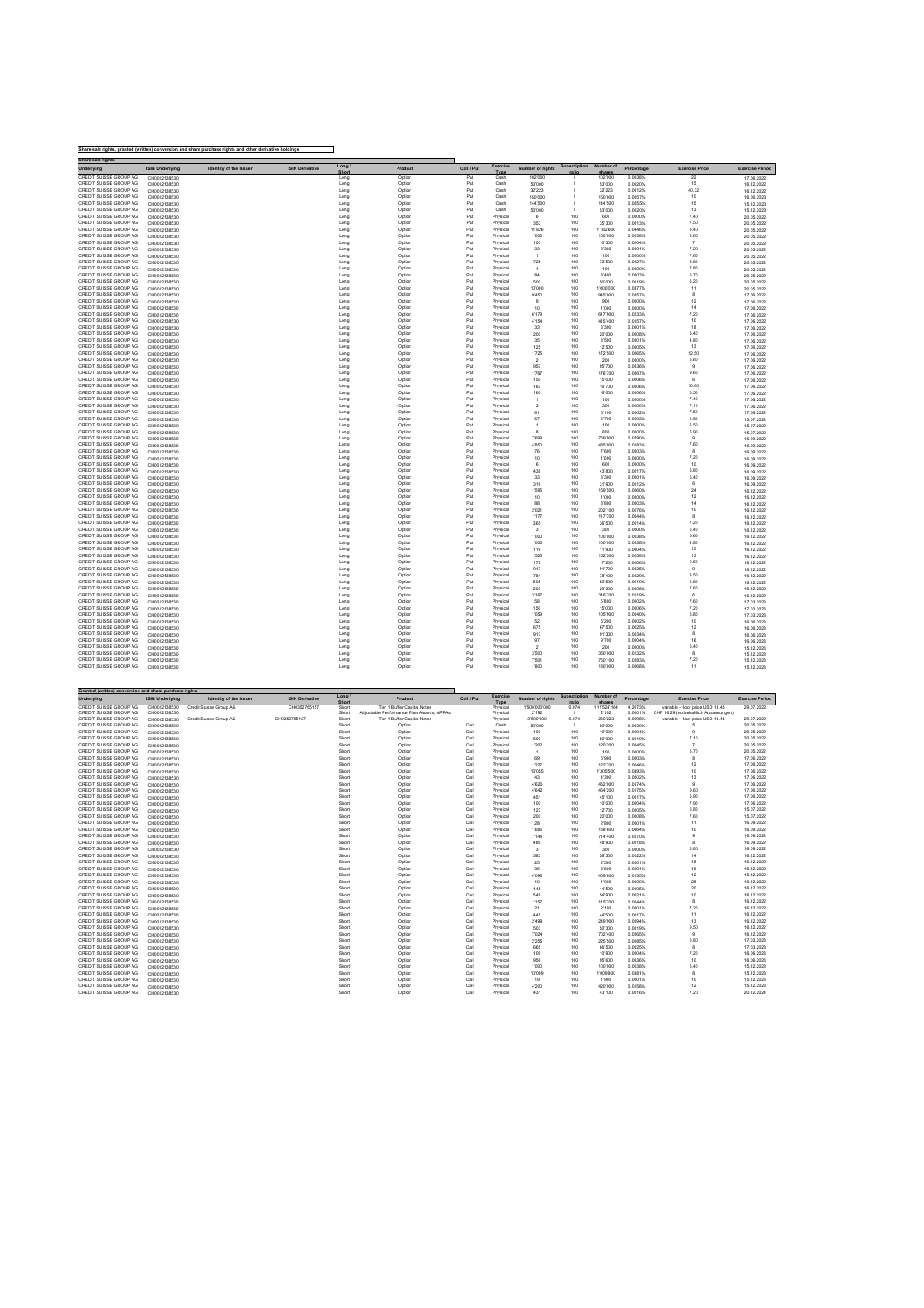**Share sale rights, granted (written) conversion and share purchase rights and other derivative holdings**

**Share sale rights**

| Underlying | ISIN Underlying | Identity of the issuer | ISIN Derivative | Long / Short | Product | Call / Put | Exercise Type | Number of rights | Subscription ratio | Number of shares | Percentage | Exercise Price | Exercise Period |
|---|---|---|---|---|---|---|---|---|---|---|---|---|---|
| CREDIT SUISSE GROUP AG | CH0012138530 | | | Long | Option | Put | Cash | 102'000 | 1 | 102'000 | 0.0038% | 22 | 17.06.2022 |
| CREDIT SUISSE GROUP AG | CH0012138530 | | | Long | Option | Put | Cash | 53'000 | 1 | 53'000 | 0.0020% | 15 | 16.12.2022 |
| CREDIT SUISSE GROUP AG | CH0012138530 | | | Long | Option | Put | Cash | 32'223 | 1 | 32'223 | 0.0012% | 40.32 | 16.12.2022 |
| CREDIT SUISSE GROUP AG | CH0012138530 | | | Long | Option | Put | Cash | 150'000 | 1 | 150'000 | 0.0057% | 10 | 16.06.2023 |
| CREDIT SUISSE GROUP AG | CH0012138530 | | | Long | Option | Put | Cash | 144'500 | 1 | 144'500 | 0.0055% | 15 | 15.12.2023 |
| CREDIT SUISSE GROUP AG | CH0012138530 | | | Long | Option | Put | Cash | 53'000 | 1 | 53'000 | 0.0020% | 13 | 15.12.2023 |
| CREDIT SUISSE GROUP AG | CH0012138530 | | | Long | Option | Put | Physical | 6 | 100 | 600 | 0.0000% | 7.40 | 20.05.2022 |
| CREDIT SUISSE GROUP AG | CH0012138530 | | | Long | Option | Put | Physical | 353 | 100 | 35'300 | 0.0013% | 7.50 | 20.05.2022 |
| CREDIT SUISSE GROUP AG | CH0012138530 | | | Long | Option | Put | Physical | 11'826 | 100 | 1'182'600 | 0.0446% | 8.40 | 20.05.2022 |
| CREDIT SUISSE GROUP AG | CH0012138530 | | | Long | Option | Put | Physical | 1'000 | 100 | 100'000 | 0.0038% | 8.60 | 20.05.2022 |
| CREDIT SUISSE GROUP AG | CH0012138530 | | | Long | Option | Put | Physical | 103 | 100 | 10'300 | 0.0004% | 7 | 20.05.2022 |
| CREDIT SUISSE GROUP AG | CH0012138530 | | | Long | Option | Put | Physical | 33 | 100 | 3'300 | 0.0001% | 7.20 | 20.05.2022 |
| CREDIT SUISSE GROUP AG | CH0012138530 | | | Long | Option | Put | Physical | 1 | 100 | 100 | 0.0000% | 7.60 | 20.05.2022 |
| CREDIT SUISSE GROUP AG | CH0012138530 | | | Long | Option | Put | Physical | 725 | 100 | 72'500 | 0.0027% | 8.80 | 20.05.2022 |
| CREDIT SUISSE GROUP AG | CH0012138530 | | | Long | Option | Put | Physical | 1 | 100 | 100 | 0.0000% | 7.80 | 20.05.2022 |
| CREDIT SUISSE GROUP AG | CH0012138530 | | | Long | Option | Put | Physical | 84 | 100 | 8'400 | 0.0003% | 6.70 | 20.05.2022 |
| CREDIT SUISSE GROUP AG | CH0012138530 | | | Long | Option | Put | Physical | 500 | 100 | 50'000 | 0.0019% | 6.20 | 20.05.2022 |
| CREDIT SUISSE GROUP AG | CH0012138530 | | | Long | Option | Put | Physical | 10'000 | 100 | 1'000'000 | 0.0377% | 11 | 20.05.2022 |
| CREDIT SUISSE GROUP AG | CH0012138530 | | | Long | Option | Put | Physical | 9'450 | 100 | 945'000 | 0.0357% | 8 | 17.06.2022 |
| CREDIT SUISSE GROUP AG | CH0012138530 | | | Long | Option | Put | Physical | 9 | 100 | 900 | 0.0000% | 12 | 17.06.2022 |
| CREDIT SUISSE GROUP AG | CH0012138530 | | | Long | Option | Put | Physical | 10 | 100 | 1'000 | 0.0000% | 14 | 17.06.2022 |
| CREDIT SUISSE GROUP AG | CH0012138530 | | | Long | Option | Put | Physical | 6'179 | 100 | 617'900 | 0.0233% | 7.20 | 17.06.2022 |
| CREDIT SUISSE GROUP AG | CH0012138530 | | | Long | Option | Put | Physical | 4'154 | 100 | 415'400 | 0.0157% | 10 | 17.06.2022 |
| CREDIT SUISSE GROUP AG | CH0012138530 | | | Long | Option | Put | Physical | 33 | 100 | 3'300 | 0.0001% | 18 | 17.06.2022 |
| CREDIT SUISSE GROUP AG | CH0012138530 | | | Long | Option | Put | Physical | 200 | 100 | 20'000 | 0.0008% | 6.40 | 17.06.2022 |
| CREDIT SUISSE GROUP AG | CH0012138530 | | | Long | Option | Put | Physical | 35 | 100 | 3'500 | 0.0001% | 4.80 | 17.06.2022 |
| CREDIT SUISSE GROUP AG | CH0012138530 | | | Long | Option | Put | Physical | 125 | 100 | 12'500 | 0.0005% | 13 | 17.06.2022 |
| CREDIT SUISSE GROUP AG | CH0012138530 | | | Long | Option | Put | Physical | 1'725 | 100 | 172'500 | 0.0065% | 12.50 | 17.06.2022 |
| CREDIT SUISSE GROUP AG | CH0012138530 | | | Long | Option | Put | Physical | 2 | 100 | 200 | 0.0000% | 6.80 | 17.06.2022 |
| CREDIT SUISSE GROUP AG | CH0012138530 | | | Long | Option | Put | Physical | 957 | 100 | 95'700 | 0.0036% | 9 | 17.06.2022 |
| CREDIT SUISSE GROUP AG | CH0012138530 | | | Long | Option | Put | Physical | 1'767 | 100 | 176'700 | 0.0067% | 9.60 | 17.06.2022 |
| CREDIT SUISSE GROUP AG | CH0012138530 | | | Long | Option | Put | Physical | 150 | 100 | 15'000 | 0.0006% | 6 | 17.06.2022 |
| CREDIT SUISSE GROUP AG | CH0012138530 | | | Long | Option | Put | Physical | 167 | 100 | 16'700 | 0.0006% | 10.60 | 17.06.2022 |
| CREDIT SUISSE GROUP AG | CH0012138530 | | | Long | Option | Put | Physical | 160 | 100 | 16'000 | 0.0006% | 6.50 | 17.06.2022 |
| CREDIT SUISSE GROUP AG | CH0012138530 | | | Long | Option | Put | Physical | 1 | 100 | 100 | 0.0000% | 7.60 | 17.06.2022 |
| CREDIT SUISSE GROUP AG | CH0012138530 | | | Long | Option | Put | Physical | 3 | 100 | 300 | 0.0000% | 7.10 | 17.06.2022 |
| CREDIT SUISSE GROUP AG | CH0012138530 | | | Long | Option | Put | Physical | 61 | 100 | 6'100 | 0.0002% | 7.50 | 17.06.2022 |
| CREDIT SUISSE GROUP AG | CH0012138530 | | | Long | Option | Put | Physical | 67 | 100 | 6'700 | 0.0003% | 6.80 | 15.07.2022 |
| CREDIT SUISSE GROUP AG | CH0012138530 | | | Long | Option | Put | Physical | 1 | 100 | 100 | 0.0000% | 6.50 | 15.07.2022 |
| CREDIT SUISSE GROUP AG | CH0012138530 | | | Long | Option | Put | Physical | 8 | 100 | 800 | 0.0000% | 5.90 | 15.07.2022 |
| CREDIT SUISSE GROUP AG | CH0012138530 | | | Long | Option | Put | Physical | 7'689 | 100 | 768'900 | 0.0290% | 9 | 16.09.2022 |
| CREDIT SUISSE GROUP AG | CH0012138530 | | | Long | Option | Put | Physical | 4'850 | 100 | 485'000 | 0.0183% | 7.60 | 16.09.2022 |
| CREDIT SUISSE GROUP AG | CH0012138530 | | | Long | Option | Put | Physical | 76 | 100 | 7'600 | 0.0003% | 8 | 16.09.2022 |
| CREDIT SUISSE GROUP AG | CH0012138530 | | | Long | Option | Put | Physical | 10 | 100 | 1'000 | 0.0000% | 7.20 | 16.09.2022 |
| CREDIT SUISSE GROUP AG | CH0012138530 | | | Long | Option | Put | Physical | 6 | 100 | 600 | 0.0000% | 10 | 16.09.2022 |
| CREDIT SUISSE GROUP AG | CH0012138530 | | | Long | Option | Put | Physical | 438 | 100 | 43'800 | 0.0017% | 6.80 | 16.09.2022 |
| CREDIT SUISSE GROUP AG | CH0012138530 | | | Long | Option | Put | Physical | 33 | 100 | 3'300 | 0.0001% | 6.40 | 16.09.2022 |
| CREDIT SUISSE GROUP AG | CH0012138530 | | | Long | Option | Put | Physical | 319 | 100 | 31'900 | 0.0012% | 6 | 16.09.2022 |
| CREDIT SUISSE GROUP AG | CH0012138530 | | | Long | Option | Put | Physical | 1'595 | 100 | 159'500 | 0.0060% | 24 | 16.12.2022 |
| CREDIT SUISSE GROUP AG | CH0012138530 | | | Long | Option | Put | Physical | 10 | 100 | 1'000 | 0.0000% | 12 | 16.12.2022 |
| CREDIT SUISSE GROUP AG | CH0012138530 | | | Long | Option | Put | Physical | 86 | 100 | 8'600 | 0.0003% | 14 | 16.12.2022 |
| CREDIT SUISSE GROUP AG | CH0012138530 | | | Long | Option | Put | Physical | 2'021 | 100 | 202'100 | 0.0076% | 10 | 16.12.2022 |
| CREDIT SUISSE GROUP AG | CH0012138530 | | | Long | Option | Put | Physical | 1'177 | 100 | 117'700 | 0.0044% | 8 | 16.12.2022 |
| CREDIT SUISSE GROUP AG | CH0012138530 | | | Long | Option | Put | Physical | 365 | 100 | 36'500 | 0.0014% | 7.20 | 16.12.2022 |
| CREDIT SUISSE GROUP AG | CH0012138530 | | | Long | Option | Put | Physical | 3 | 100 | 300 | 0.0000% | 6.40 | 16.12.2022 |
| CREDIT SUISSE GROUP AG | CH0012138530 | | | Long | Option | Put | Physical | 1'000 | 100 | 100'000 | 0.0038% | 5.60 | 16.12.2022 |
| CREDIT SUISSE GROUP AG | CH0012138530 | | | Long | Option | Put | Physical | 1'000 | 100 | 100'000 | 0.0038% | 4.80 | 16.12.2022 |
| CREDIT SUISSE GROUP AG | CH0012138530 | | | Long | Option | Put | Physical | 119 | 100 | 11'900 | 0.0004% | 15 | 16.12.2022 |
| CREDIT SUISSE GROUP AG | CH0012138530 | | | Long | Option | Put | Physical | 1'525 | 100 | 152'500 | 0.0058% | 13 | 16.12.2022 |
| CREDIT SUISSE GROUP AG | CH0012138530 | | | Long | Option | Put | Physical | 172 | 100 | 17'200 | 0.0006% | 9.50 | 16.12.2022 |
| CREDIT SUISSE GROUP AG | CH0012138530 | | | Long | Option | Put | Physical | 917 | 100 | 91'700 | 0.0035% | 9 | 16.12.2022 |
| CREDIT SUISSE GROUP AG | CH0012138530 | | | Long | Option | Put | Physical | 781 | 100 | 78'100 | 0.0029% | 8.50 | 16.12.2022 |
| CREDIT SUISSE GROUP AG | CH0012138530 | | | Long | Option | Put | Physical | 505 | 100 | 50'500 | 0.0019% | 6.80 | 16.12.2022 |
| CREDIT SUISSE GROUP AG | CH0012138530 | | | Long | Option | Put | Physical | 203 | 100 | 20'300 | 0.0008% | 7.60 | 16.12.2022 |
| CREDIT SUISSE GROUP AG | CH0012138530 | | | Long | Option | Put | Physical | 3'167 | 100 | 316'700 | 0.0119% | 6 | 16.12.2022 |
| CREDIT SUISSE GROUP AG | CH0012138530 | | | Long | Option | Put | Physical | 58 | 100 | 5'800 | 0.0002% | 7.60 | 17.03.2023 |
| CREDIT SUISSE GROUP AG | CH0012138530 | | | Long | Option | Put | Physical | 150 | 100 | 15'000 | 0.0006% | 7.20 | 17.03.2023 |
| CREDIT SUISSE GROUP AG | CH0012138530 | | | Long | Option | Put | Physical | 1'059 | 100 | 105'900 | 0.0040% | 6.80 | 17.03.2023 |
| CREDIT SUISSE GROUP AG | CH0012138530 | | | Long | Option | Put | Physical | 52 | 100 | 5'200 | 0.0002% | 10 | 16.06.2023 |
| CREDIT SUISSE GROUP AG | CH0012138530 | | | Long | Option | Put | Physical | 675 | 100 | 67'500 | 0.0025% | 12 | 16.06.2023 |
| CREDIT SUISSE GROUP AG | CH0012138530 | | | Long | Option | Put | Physical | 913 | 100 | 91'300 | 0.0034% | 8 | 16.06.2023 |
| CREDIT SUISSE GROUP AG | CH0012138530 | | | Long | Option | Put | Physical | 97 | 100 | 9'700 | 0.0004% | 16 | 16.06.2023 |
| CREDIT SUISSE GROUP AG | CH0012138530 | | | Long | Option | Put | Physical | 2 | 100 | 200 | 0.0000% | 6.40 | 15.12.2023 |
| CREDIT SUISSE GROUP AG | CH0012138530 | | | Long | Option | Put | Physical | 3'500 | 100 | 350'000 | 0.0132% | 8 | 15.12.2023 |
| CREDIT SUISSE GROUP AG | CH0012138530 | | | Long | Option | Put | Physical | 7'501 | 100 | 750'100 | 0.0283% | 7.20 | 15.12.2023 |
| CREDIT SUISSE GROUP AG | CH0012138530 | | | Long | Option | Put | Physical | 1'800 | 100 | 180'000 | 0.0068% | 11 | 15.12.2023 |

**Granted (written) conversion and share purchase rights**

| Underlying | ISIN Underlying | Identity of the issuer | ISIN Derivative | Long / Short | Product | Call / Put | Exercise Type | Number of rights | Subscription ratio | Number of shares | Percentage | Exercise Price | Exercise Period |
|---|---|---|---|---|---|---|---|---|---|---|---|---|---|
| CREDIT SUISSE GROUP AG | CH0012138530 | Credit Suisse Group AG | CH0352765157 | Short | Tier 1 Buffer Capital Notes | | Physical | 1'500'000'000 | 0.074 | 111'524'164 | 4.2073% | variable - floor price USD 13.45 | 29.07.2022 |
| CREDIT SUISSE GROUP AG | CH0012138530 | | | Short | Adjustable Performance Plan Awards, APPAs | | Physical | 2'182 | 1 | 2'182 | 0.0001% | CHF 16.29 (vorbehaltlich Anpassungen) | |
| CREDIT SUISSE GROUP AG | CH0012138530 | Credit Suisse Group AG | CH0352765157 | Short | Tier 1 Buffer Capital Notes | | Physical | 3'500'000 | 0.074 | 260'223 | 0.0098% | variable - floor price USD 13.45 | 29.07.2022 |
| CREDIT SUISSE GROUP AG | CH0012138530 | | | Short | Option | Call | Cash | 80'000 | 1 | 80'000 | 0.0030% | 5 | 20.05.2022 |
| CREDIT SUISSE GROUP AG | CH0012138530 | | | Short | Option | Call | Physical | 100 | 100 | 10'000 | 0.0004% | 9 | 20.05.2022 |
| CREDIT SUISSE GROUP AG | CH0012138530 | | | Short | Option | Call | Physical | 500 | 100 | 50'000 | 0.0019% | 7.10 | 20.05.2022 |
| CREDIT SUISSE GROUP AG | CH0012138530 | | | Short | Option | Call | Physical | 1'202 | 100 | 120'200 | 0.0045% | 7 | 20.05.2022 |
| CREDIT SUISSE GROUP AG | CH0012138530 | | | Short | Option | Call | Physical | 1 | 100 | 100 | 0.0000% | 6.70 | 20.05.2022 |
| CREDIT SUISSE GROUP AG | CH0012138530 | | | Short | Option | Call | Physical | 69 | 100 | 6'900 | 0.0003% | 8 | 17.06.2022 |
| CREDIT SUISSE GROUP AG | CH0012138530 | | | Short | Option | Call | Physical | 1'227 | 100 | 122'700 | 0.0046% | 12 | 17.06.2022 |
| CREDIT SUISSE GROUP AG | CH0012138530 | | | Short | Option | Call | Physical | 13'055 | 100 | 1'305'500 | 0.0493% | 10 | 17.06.2022 |
| CREDIT SUISSE GROUP AG | CH0012138530 | | | Short | Option | Call | Physical | 43 | 100 | 4'300 | 0.0002% | 13 | 17.06.2022 |
| CREDIT SUISSE GROUP AG | CH0012138530 | | | Short | Option | Call | Physical | 4'620 | 100 | 462'000 | 0.0174% | 9 | 17.06.2022 |
| CREDIT SUISSE GROUP AG | CH0012138530 | | | Short | Option | Call | Physical | 4'642 | 100 | 464'200 | 0.0175% | 9.60 | 17.06.2022 |
| CREDIT SUISSE GROUP AG | CH0012138530 | | | Short | Option | Call | Physical | 451 | 100 | 45'100 | 0.0017% | 6.90 | 17.06.2022 |
| CREDIT SUISSE GROUP AG | CH0012138530 | | | Short | Option | Call | Physical | 100 | 100 | 10'000 | 0.0004% | 7.90 | 17.06.2022 |
| CREDIT SUISSE GROUP AG | CH0012138530 | | | Short | Option | Call | Physical | 127 | 100 | 12'700 | 0.0005% | 6.80 | 15.07.2022 |
| CREDIT SUISSE GROUP AG | CH0012138530 | | | Short | Option | Call | Physical | 200 | 100 | 20'000 | 0.0008% | 7.60 | 15.07.2022 |
| CREDIT SUISSE GROUP AG | CH0012138530 | | | Short | Option | Call | Physical | 26 | 100 | 2'600 | 0.0001% | 11 | 16.09.2022 |
| CREDIT SUISSE GROUP AG | CH0012138530 | | | Short | Option | Call | Physical | 1'686 | 100 | 168'600 | 0.0064% | 10 | 16.09.2022 |
| CREDIT SUISSE GROUP AG | CH0012138530 | | | Short | Option | Call | Physical | 7'144 | 100 | 714'400 | 0.0270% | 9 | 16.09.2022 |
| CREDIT SUISSE GROUP AG | CH0012138530 | | | Short | Option | Call | Physical | 489 | 100 | 48'900 | 0.0018% | 8 | 16.09.2022 |
| CREDIT SUISSE GROUP AG | CH0012138530 | | | Short | Option | Call | Physical | 3 | 100 | 300 | 0.0000% | 6.80 | 16.09.2022 |
| CREDIT SUISSE GROUP AG | CH0012138530 | | | Short | Option | Call | Physical | 583 | 100 | 58'300 | 0.0022% | 14 | 16.12.2022 |
| CREDIT SUISSE GROUP AG | CH0012138530 | | | Short | Option | Call | Physical | 25 | 100 | 2'500 | 0.0001% | 18 | 16.12.2022 |
| CREDIT SUISSE GROUP AG | CH0012138530 | | | Short | Option | Call | Physical | 36 | 100 | 3'600 | 0.0001% | 16 | 16.12.2022 |
| CREDIT SUISSE GROUP AG | CH0012138530 | | | Short | Option | Call | Physical | 4'098 | 100 | 409'800 | 0.0155% | 12 | 16.12.2022 |
| CREDIT SUISSE GROUP AG | CH0012138530 | | | Short | Option | Call | Physical | 10 | 100 | 1'000 | 0.0000% | 28 | 16.12.2022 |
| CREDIT SUISSE GROUP AG | CH0012138530 | | | Short | Option | Call | Physical | 145 | 100 | 14'500 | 0.0005% | 20 | 16.12.2022 |
| CREDIT SUISSE GROUP AG | CH0012138530 | | | Short | Option | Call | Physical | 549 | 100 | 54'900 | 0.0021% | 10 | 16.12.2022 |
| CREDIT SUISSE GROUP AG | CH0012138530 | | | Short | Option | Call | Physical | 1'157 | 100 | 115'700 | 0.0044% | 8 | 16.12.2022 |
| CREDIT SUISSE GROUP AG | CH0012138530 | | | Short | Option | Call | Physical | 21 | 100 | 2'100 | 0.0001% | 7.20 | 16.12.2022 |
| CREDIT SUISSE GROUP AG | CH0012138530 | | | Short | Option | Call | Physical | 445 | 100 | 44'500 | 0.0017% | 11 | 16.12.2022 |
| CREDIT SUISSE GROUP AG | CH0012138530 | | | Short | Option | Call | Physical | 2'499 | 100 | 249'900 | 0.0094% | 13 | 16.12.2022 |
| CREDIT SUISSE GROUP AG | CH0012138530 | | | Short | Option | Call | Physical | 503 | 100 | 50'300 | 0.0019% | 9.50 | 16.12.2022 |
| CREDIT SUISSE GROUP AG | CH0012138530 | | | Short | Option | Call | Physical | 7'024 | 100 | 702'400 | 0.0265% | 9 | 16.12.2022 |
| CREDIT SUISSE GROUP AG | CH0012138530 | | | Short | Option | Call | Physical | 2'255 | 100 | 225'500 | 0.0085% | 6.80 | 17.03.2023 |
| CREDIT SUISSE GROUP AG | CH0012138530 | | | Short | Option | Call | Physical | 665 | 100 | 66'500 | 0.0025% | 8 | 17.03.2023 |
| CREDIT SUISSE GROUP AG | CH0012138530 | | | Short | Option | Call | Physical | 109 | 100 | 10'900 | 0.0004% | 7.20 | 16.06.2023 |
| CREDIT SUISSE GROUP AG | CH0012138530 | | | Short | Option | Call | Physical | 956 | 100 | 95'600 | 0.0036% | 10 | 16.06.2023 |
| CREDIT SUISSE GROUP AG | CH0012138530 | | | Short | Option | Call | Physical | 1'000 | 100 | 100'000 | 0.0038% | 6.40 | 15.12.2023 |
| CREDIT SUISSE GROUP AG | CH0012138530 | | | Short | Option | Call | Physical | 10'099 | 100 | 1'009'900 | 0.0381% | 8 | 15.12.2023 |
| CREDIT SUISSE GROUP AG | CH0012138530 | | | Short | Option | Call | Physical | 19 | 100 | 1'900 | 0.0001% | 10 | 15.12.2023 |
| CREDIT SUISSE GROUP AG | CH0012138530 | | | Short | Option | Call | Physical | 4'200 | 100 | 420'000 | 0.0158% | 12 | 15.12.2023 |
| CREDIT SUISSE GROUP AG | CH0012138530 | | | Short | Option | Call | Physical | 431 | 100 | 43'100 | 0.0016% | 7.20 | 20.12.2024 |